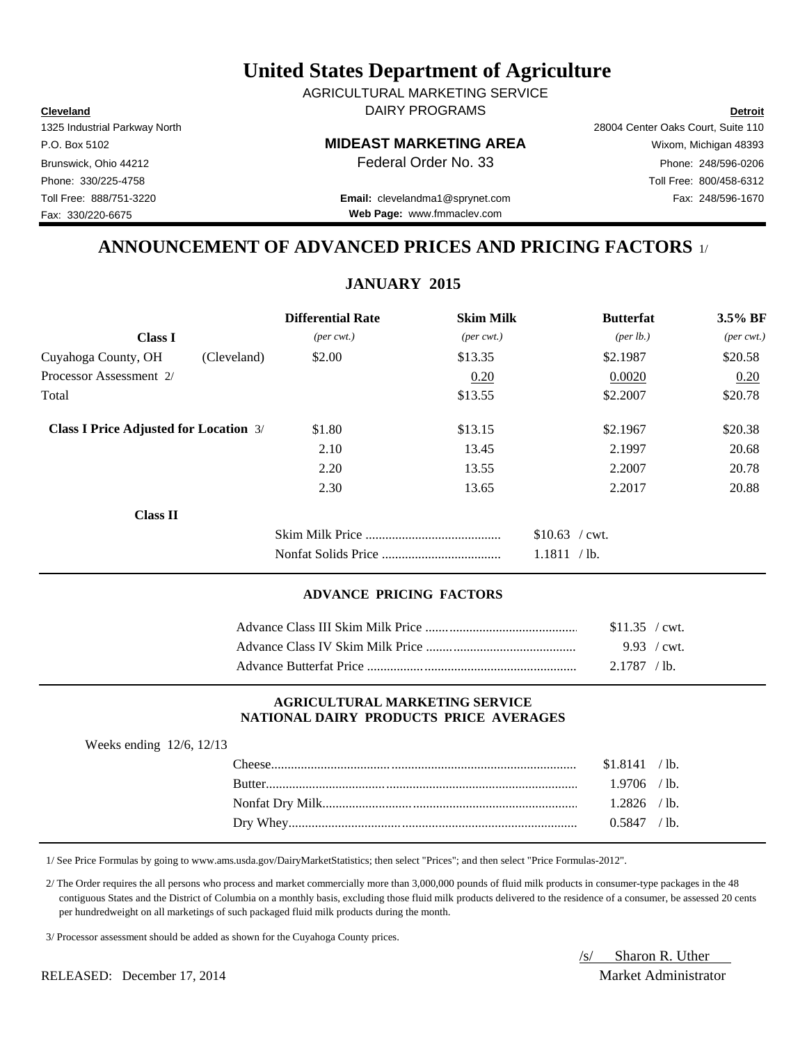# United States Department of Agriculture

AGRICULTURAL MARKETING SERVICE

DAIRY PROGRAMS

**Cleveland**
1325 Industrial Parkway North
P.O. Box 5102
Brunswick, Ohio 44212
Phone: 330/225-4758
Toll Free: 888/751-3220
Fax: 330/220-6675

**MIDEAST MARKETING AREA**
Federal Order No. 33

**Email:** clevelandma1@sprynet.com
**Web Page:** www.fmmaclev.com

**Detroit**
28004 Center Oaks Court, Suite 110
Wixom, Michigan 48393
Phone: 248/596-0206
Toll Free: 800/458-6312
Fax: 248/596-1670

## ANNOUNCEMENT OF ADVANCED PRICES AND PRICING FACTORS 1/

### JANUARY 2015

| | | Differential Rate | Skim Milk | Butterfat | 3.5% BF |
|---|---|---|---|---|---|
| **Class I** | | *(per cwt.)* | *(per cwt.)* | *(per lb.)* | *(per cwt.)* |
| Cuyahoga County, OH | (Cleveland) | $2.00 | $13.35 | $2.1987 | $20.58 |
| Processor Assessment 2/ | | | 0.20 | 0.0020 | 0.20 |
| Total | | | $13.55 | $2.2007 | $20.78 |
| **Class I Price Adjusted for Location** 3/ | | $1.80 | $13.15 | $2.1967 | $20.38 |
| | | 2.10 | 13.45 | 2.1997 | 20.68 |
| | | 2.20 | 13.55 | 2.2007 | 20.78 |
| | | 2.30 | 13.65 | 2.2017 | 20.88 |

**Class II**

| | |
|---|---|
| Skim Milk Price | $10.63 / cwt. |
| Nonfat Solids Price | 1.1811 / lb. |

### ADVANCE PRICING FACTORS

| | |
|---|---|
| Advance Class III Skim Milk Price | $11.35 / cwt. |
| Advance Class IV Skim Milk Price | 9.93 / cwt. |
| Advance Butterfat Price | 2.1787 / lb. |

### AGRICULTURAL MARKETING SERVICE NATIONAL DAIRY PRODUCTS PRICE AVERAGES

Weeks ending 12/6, 12/13

| | |
|---|---|
| Cheese | $1.8141 / lb. |
| Butter | 1.9706 / lb. |
| Nonfat Dry Milk | 1.2826 / lb. |
| Dry Whey | 0.5847 / lb. |

1/ See Price Formulas by going to www.ams.usda.gov/DairyMarketStatistics; then select "Prices"; and then select "Price Formulas-2012".

2/ The Order requires the all persons who process and market commercially more than 3,000,000 pounds of fluid milk products in consumer-type packages in the 48 contiguous States and the District of Columbia on a monthly basis, excluding those fluid milk products delivered to the residence of a consumer, be assessed 20 cents per hundredweight on all marketings of such packaged fluid milk products during the month.

3/ Processor assessment should be added as shown for the Cuyahoga County prices.

/s/ Sharon R. Uther
Market Administrator

RELEASED: December 17, 2014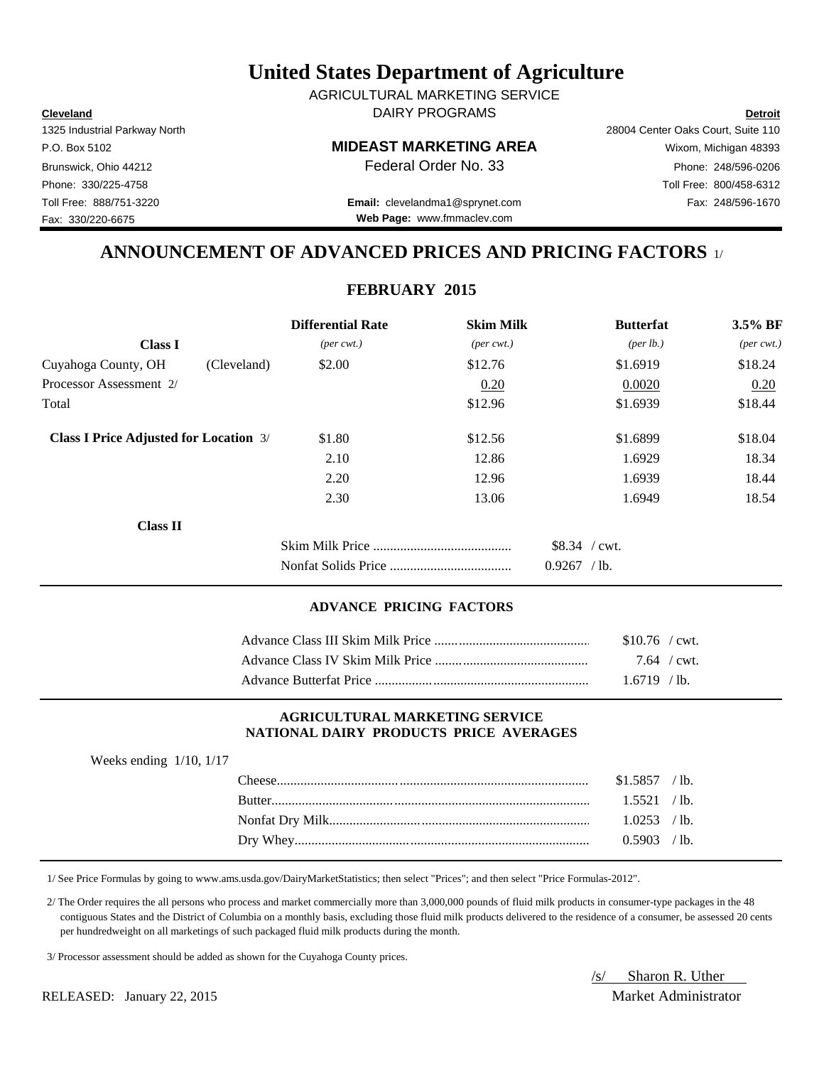# United States Department of Agriculture

AGRICULTURAL MARKETING SERVICE

DAIRY PROGRAMS

**Cleveland**
1325 Industrial Parkway North
P.O. Box 5102
Brunswick, Ohio 44212
Phone: 330/225-4758
Toll Free: 888/751-3220
Fax: 330/220-6675

**MIDEAST MARKETING AREA**
Federal Order No. 33

**Email:** clevelandma1@sprynet.com
**Web Page:** www.fmmaclev.com

**Detroit**
28004 Center Oaks Court, Suite 110
Wixom, Michigan 48393
Phone: 248/596-0206
Toll Free: 800/458-6312
Fax: 248/596-1670

## ANNOUNCEMENT OF ADVANCED PRICES AND PRICING FACTORS 1/

### FEBRUARY 2015

| Class I | | Differential Rate *(per cwt.)* | Skim Milk *(per cwt.)* | Butterfat *(per lb.)* | 3.5% BF *(per cwt.)* |
|---|---|---|---|---|---|
| Cuyahoga County, OH | (Cleveland) | $2.00 | $12.76 | $1.6919 | $18.24 |
| Processor Assessment 2/ | | | 0.20 | 0.0020 | 0.20 |
| Total | | | $12.96 | $1.6939 | $18.44 |
| **Class I Price Adjusted for Location** 3/ | | $1.80 | $12.56 | $1.6899 | $18.04 |
| | | 2.10 | 12.86 | 1.6929 | 18.34 |
| | | 2.20 | 12.96 | 1.6939 | 18.44 |
| | | 2.30 | 13.06 | 1.6949 | 18.54 |

**Class II**

| | |
|---|---|
| Skim Milk Price | $8.34 / cwt. |
| Nonfat Solids Price | 0.9267 / lb. |

#### ADVANCE PRICING FACTORS

| | |
|---|---|
| Advance Class III Skim Milk Price | $10.76 / cwt. |
| Advance Class IV Skim Milk Price | 7.64 / cwt. |
| Advance Butterfat Price | 1.6719 / lb. |

#### AGRICULTURAL MARKETING SERVICE NATIONAL DAIRY PRODUCTS PRICE AVERAGES

Weeks ending 1/10, 1/17

| | |
|---|---|
| Cheese | $1.5857 / lb. |
| Butter | 1.5521 / lb. |
| Nonfat Dry Milk | 1.0253 / lb. |
| Dry Whey | 0.5903 / lb. |

1/ See Price Formulas by going to www.ams.usda.gov/DairyMarketStatistics; then select "Prices"; and then select "Price Formulas-2012".

2/ The Order requires the all persons who process and market commercially more than 3,000,000 pounds of fluid milk products in consumer-type packages in the 48 contiguous States and the District of Columbia on a monthly basis, excluding those fluid milk products delivered to the residence of a consumer, be assessed 20 cents per hundredweight on all marketings of such packaged fluid milk products during the month.

3/ Processor assessment should be added as shown for the Cuyahoga County prices.

RELEASED: January 22, 2015

/s/ Sharon R. Uther
Market Administrator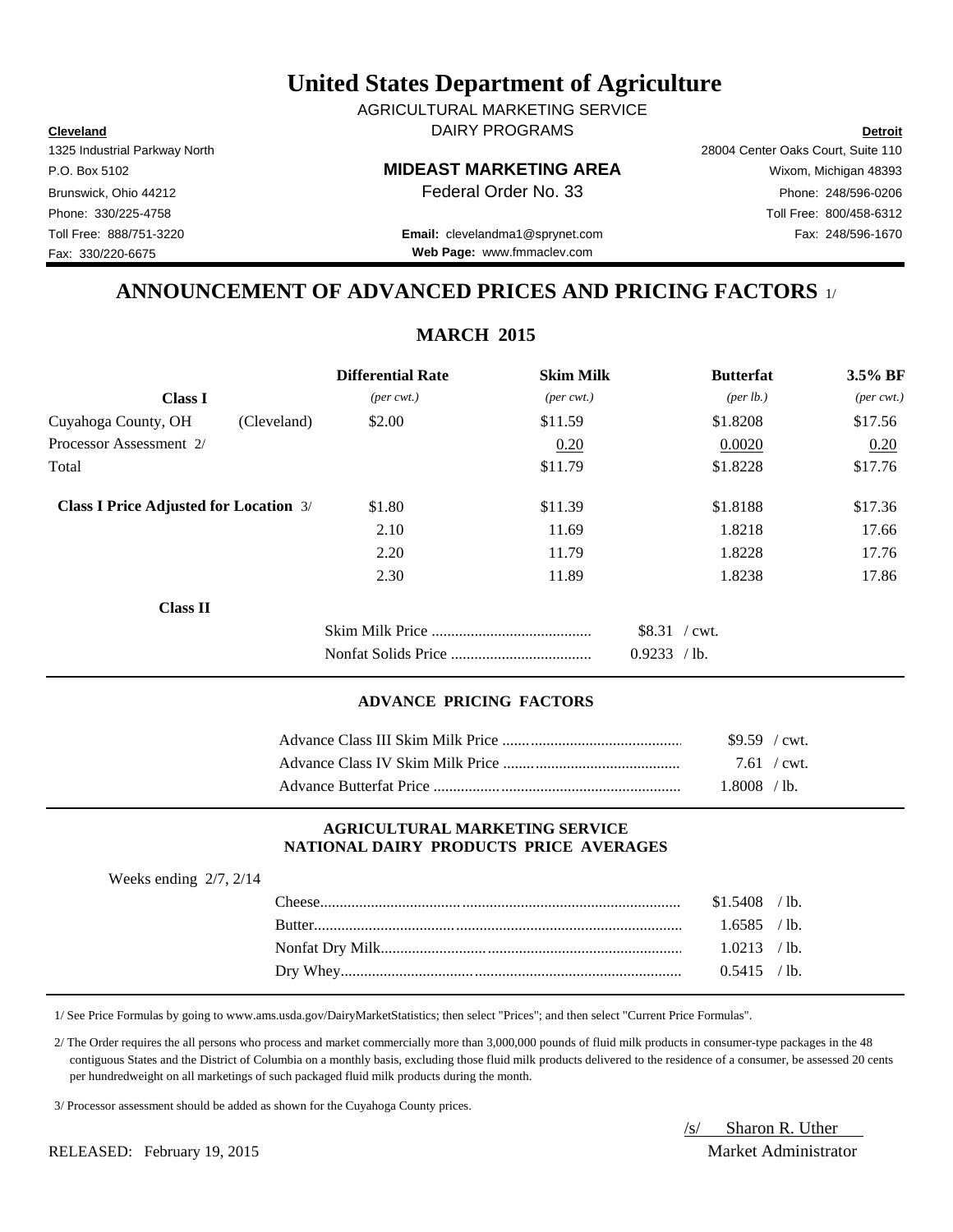# United States Department of Agriculture

AGRICULTURAL MARKETING SERVICE
DAIRY PROGRAMS

**Cleveland**
1325 Industrial Parkway North
P.O. Box 5102
Brunswick, Ohio 44212
Phone: 330/225-4758
Toll Free: 888/751-3220
Fax: 330/220-6675

**MIDEAST MARKETING AREA**
Federal Order No. 33

**Email:** clevelandma1@sprynet.com
**Web Page:** www.fmmaclev.com

**Detroit**
28004 Center Oaks Court, Suite 110
Wixom, Michigan 48393
Phone: 248/596-0206
Toll Free: 800/458-6312
Fax: 248/596-1670

## ANNOUNCEMENT OF ADVANCED PRICES AND PRICING FACTORS 1/

### MARCH 2015

| **Class I** | | **Differential Rate** *(per cwt.)* | **Skim Milk** *(per cwt.)* | **Butterfat** *(per lb.)* | **3.5% BF** *(per cwt.)* |
|---|---|---|---|---|---|
| Cuyahoga County, OH | (Cleveland) | $2.00 | $11.59 | $1.8208 | $17.56 |
| Processor Assessment 2/ | | | 0.20 | 0.0020 | 0.20 |
| Total | | | $11.79 | $1.8228 | $17.76 |
| **Class I Price Adjusted for Location** 3/ | | $1.80 | $11.39 | $1.8188 | $17.36 |
| | | 2.10 | 11.69 | 1.8218 | 17.66 |
| | | 2.20 | 11.79 | 1.8228 | 17.76 |
| | | 2.30 | 11.89 | 1.8238 | 17.86 |

**Class II**

| | |
|---|---|
| Skim Milk Price | $8.31 / cwt. |
| Nonfat Solids Price | 0.9233 / lb. |

#### ADVANCE PRICING FACTORS

| | |
|---|---|
| Advance Class III Skim Milk Price | $9.59 / cwt. |
| Advance Class IV Skim Milk Price | 7.61 / cwt. |
| Advance Butterfat Price | 1.8008 / lb. |

#### AGRICULTURAL MARKETING SERVICE NATIONAL DAIRY PRODUCTS PRICE AVERAGES

Weeks ending 2/7, 2/14

| | |
|---|---|
| Cheese | $1.5408 / lb. |
| Butter | 1.6585 / lb. |
| Nonfat Dry Milk | 1.0213 / lb. |
| Dry Whey | 0.5415 / lb. |

1/ See Price Formulas by going to www.ams.usda.gov/DairyMarketStatistics; then select "Prices"; and then select "Current Price Formulas".

2/ The Order requires the all persons who process and market commercially more than 3,000,000 pounds of fluid milk products in consumer-type packages in the 48 contiguous States and the District of Columbia on a monthly basis, excluding those fluid milk products delivered to the residence of a consumer, be assessed 20 cents per hundredweight on all marketings of such packaged fluid milk products during the month.

3/ Processor assessment should be added as shown for the Cuyahoga County prices.

/s/ Sharon R. Uther
Market Administrator

RELEASED: February 19, 2015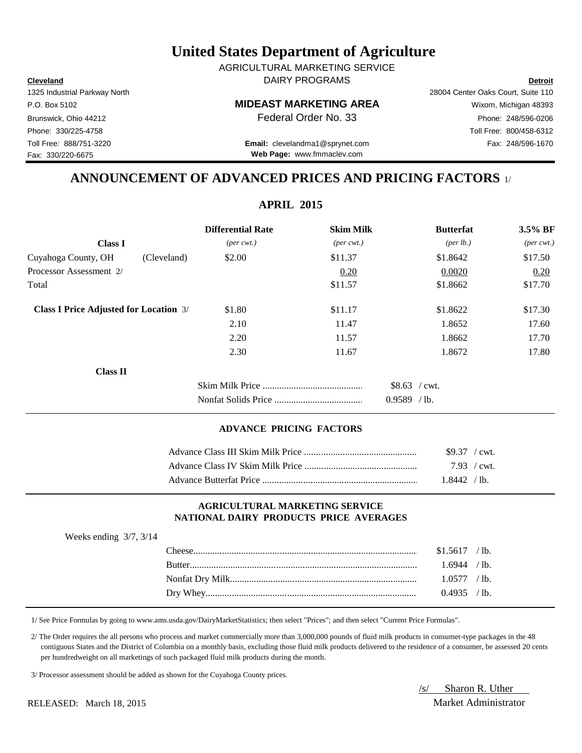# United States Department of Agriculture

AGRICULTURAL MARKETING SERVICE

DAIRY PROGRAMS

**Cleveland**
1325 Industrial Parkway North
P.O. Box 5102
Brunswick, Ohio 44212
Phone: 330/225-4758
Toll Free: 888/751-3220
Fax: 330/220-6675

**MIDEAST MARKETING AREA**
Federal Order No. 33

**Email:** clevelandma1@sprynet.com
**Web Page:** www.fmmaclev.com

**Detroit**
28004 Center Oaks Court, Suite 110
Wixom, Michigan 48393
Phone: 248/596-0206
Toll Free: 800/458-6312
Fax: 248/596-1670

## ANNOUNCEMENT OF ADVANCED PRICES AND PRICING FACTORS 1/

### APRIL 2015

| Class I | | Differential Rate *(per cwt.)* | Skim Milk *(per cwt.)* | Butterfat *(per lb.)* | 3.5% BF *(per cwt.)* |
|---|---|---|---|---|---|
| Cuyahoga County, OH | (Cleveland) | $2.00 | $11.37 | $1.8642 | $17.50 |
| Processor Assessment 2/ | | | 0.20 | 0.0020 | 0.20 |
| Total | | | $11.57 | $1.8662 | $17.70 |
| **Class I Price Adjusted for Location** 3/ | | $1.80 | $11.17 | $1.8622 | $17.30 |
| | | 2.10 | 11.47 | 1.8652 | 17.60 |
| | | 2.20 | 11.57 | 1.8662 | 17.70 |
| | | 2.30 | 11.67 | 1.8672 | 17.80 |

**Class II**

| | |
|---|---|
| Skim Milk Price | $8.63 / cwt. |
| Nonfat Solids Price | 0.9589 / lb. |

#### ADVANCE PRICING FACTORS

| | |
|---|---|
| Advance Class III Skim Milk Price | $9.37 / cwt. |
| Advance Class IV Skim Milk Price | 7.93 / cwt. |
| Advance Butterfat Price | 1.8442 / lb. |

#### AGRICULTURAL MARKETING SERVICE
#### NATIONAL DAIRY PRODUCTS PRICE AVERAGES

Weeks ending 3/7, 3/14

| | |
|---|---|
| Cheese | $1.5617 / lb. |
| Butter | 1.6944 / lb. |
| Nonfat Dry Milk | 1.0577 / lb. |
| Dry Whey | 0.4935 / lb. |

1/ See Price Formulas by going to www.ams.usda.gov/DairyMarketStatistics; then select "Prices"; and then select "Current Price Formulas".

2/ The Order requires the all persons who process and market commercially more than 3,000,000 pounds of fluid milk products in consumer-type packages in the 48 contiguous States and the District of Columbia on a monthly basis, excluding those fluid milk products delivered to the residence of a consumer, be assessed 20 cents per hundredweight on all marketings of such packaged fluid milk products during the month.

3/ Processor assessment should be added as shown for the Cuyahoga County prices.

RELEASED: March 18, 2015

/s/ Sharon R. Uther
Market Administrator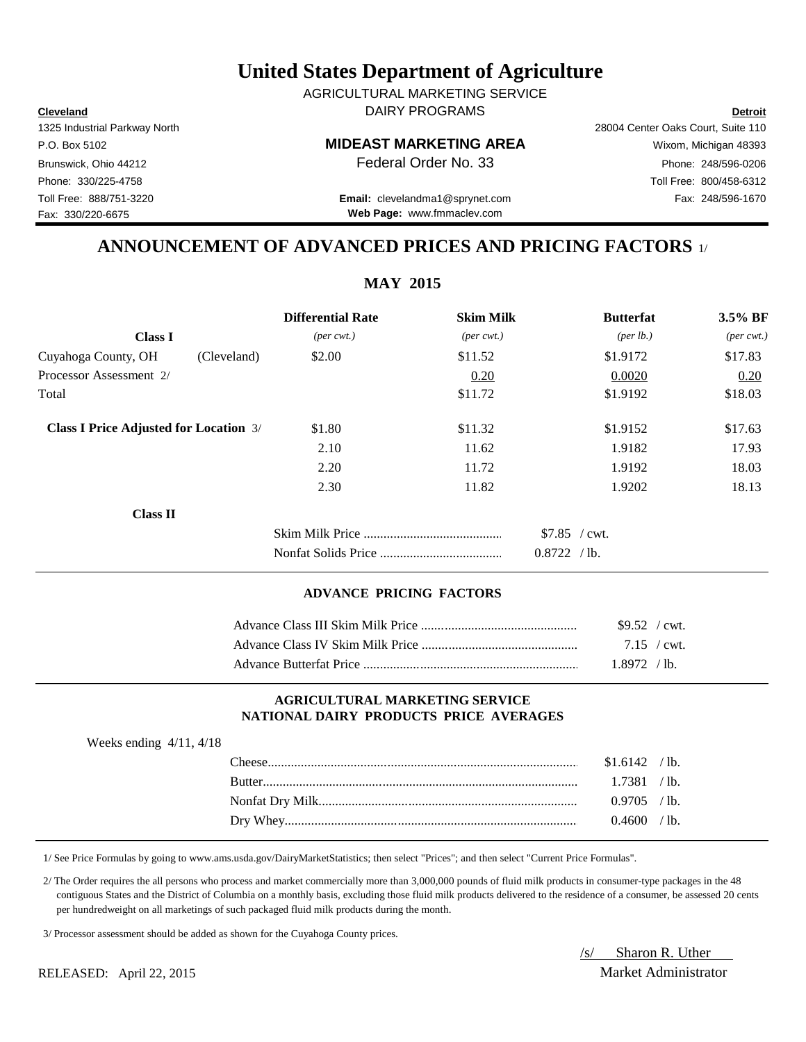# United States Department of Agriculture

AGRICULTURAL MARKETING SERVICE

DAIRY PROGRAMS

**Cleveland**
1325 Industrial Parkway North
P.O. Box 5102
Brunswick, Ohio 44212
Phone: 330/225-4758
Toll Free: 888/751-3220
Fax: 330/220-6675

**MIDEAST MARKETING AREA**
Federal Order No. 33

**Email:** clevelandma1@sprynet.com
**Web Page:** www.fmmaclev.com

**Detroit**
28004 Center Oaks Court, Suite 110
Wixom, Michigan 48393
Phone: 248/596-0206
Toll Free: 800/458-6312
Fax: 248/596-1670

## ANNOUNCEMENT OF ADVANCED PRICES AND PRICING FACTORS 1/

### MAY 2015

| **Class I** | | **Differential Rate** *(per cwt.)* | **Skim Milk** *(per cwt.)* | **Butterfat** *(per lb.)* | **3.5% BF** *(per cwt.)* |
|---|---|---|---|---|---|
| Cuyahoga County, OH | (Cleveland) | $2.00 | $11.52 | $1.9172 | $17.83 |
| Processor Assessment 2/ | | | 0.20 | 0.0020 | 0.20 |
| Total | | | $11.72 | $1.9192 | $18.03 |
| **Class I Price Adjusted for Location** 3/ | | $1.80 | $11.32 | $1.9152 | $17.63 |
| | | 2.10 | 11.62 | 1.9182 | 17.93 |
| | | 2.20 | 11.72 | 1.9192 | 18.03 |
| | | 2.30 | 11.82 | 1.9202 | 18.13 |

**Class II**

| | |
|---|---|
| Skim Milk Price | $7.85 / cwt. |
| Nonfat Solids Price | 0.8722 / lb. |

#### ADVANCE PRICING FACTORS

| | |
|---|---|
| Advance Class III Skim Milk Price | $9.52 / cwt. |
| Advance Class IV Skim Milk Price | 7.15 / cwt. |
| Advance Butterfat Price | 1.8972 / lb. |

#### AGRICULTURAL MARKETING SERVICE NATIONAL DAIRY PRODUCTS PRICE AVERAGES

Weeks ending 4/11, 4/18

| | |
|---|---|
| Cheese | $1.6142 / lb. |
| Butter | 1.7381 / lb. |
| Nonfat Dry Milk | 0.9705 / lb. |
| Dry Whey | 0.4600 / lb. |

1/ See Price Formulas by going to www.ams.usda.gov/DairyMarketStatistics; then select "Prices"; and then select "Current Price Formulas".

2/ The Order requires the all persons who process and market commercially more than 3,000,000 pounds of fluid milk products in consumer-type packages in the 48 contiguous States and the District of Columbia on a monthly basis, excluding those fluid milk products delivered to the residence of a consumer, be assessed 20 cents per hundredweight on all marketings of such packaged fluid milk products during the month.

3/ Processor assessment should be added as shown for the Cuyahoga County prices.

RELEASED: April 22, 2015

/s/ Sharon R. Uther
Market Administrator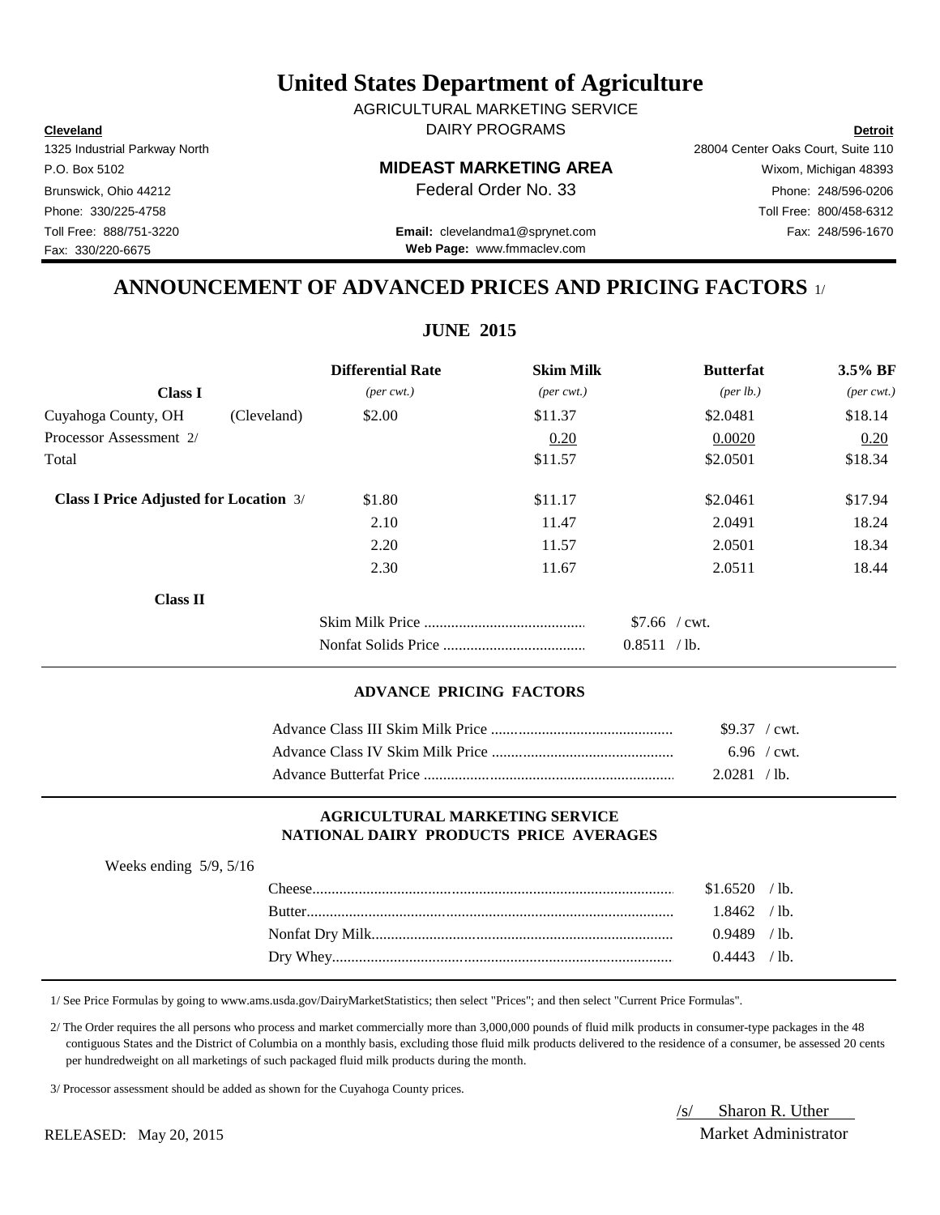# United States Department of Agriculture

AGRICULTURAL MARKETING SERVICE

DAIRY PROGRAMS

**Cleveland**
1325 Industrial Parkway North
P.O. Box 5102
Brunswick, Ohio 44212
Phone: 330/225-4758
Toll Free: 888/751-3220
Fax: 330/220-6675

**Detroit**
28004 Center Oaks Court, Suite 110
Wixom, Michigan 48393
Phone: 248/596-0206
Toll Free: 800/458-6312
Fax: 248/596-1670

**MIDEAST MARKETING AREA**
Federal Order No. 33

**Email:** clevelandma1@sprynet.com
**Web Page:** www.fmmaclev.com

## ANNOUNCEMENT OF ADVANCED PRICES AND PRICING FACTORS 1/

### JUNE 2015

| Class I | | Differential Rate *(per cwt.)* | Skim Milk *(per cwt.)* | Butterfat *(per lb.)* | 3.5% BF *(per cwt.)* |
|---|---|---|---|---|---|
| Cuyahoga County, OH | (Cleveland) | $2.00 | $11.37 | $2.0481 | $18.14 |
| Processor Assessment 2/ | | | 0.20 | 0.0020 | 0.20 |
| Total | | | $11.57 | $2.0501 | $18.34 |
| **Class I Price Adjusted for Location** 3/ | | $1.80 | $11.17 | $2.0461 | $17.94 |
| | | 2.10 | 11.47 | 2.0491 | 18.24 |
| | | 2.20 | 11.57 | 2.0501 | 18.34 |
| | | 2.30 | 11.67 | 2.0511 | 18.44 |

**Class II**

| | |
|---|---|
| Skim Milk Price | $7.66 / cwt. |
| Nonfat Solids Price | 0.8511 / lb. |

#### ADVANCE PRICING FACTORS

| | |
|---|---|
| Advance Class III Skim Milk Price | $9.37 / cwt. |
| Advance Class IV Skim Milk Price | 6.96 / cwt. |
| Advance Butterfat Price | 2.0281 / lb. |

#### AGRICULTURAL MARKETING SERVICE NATIONAL DAIRY PRODUCTS PRICE AVERAGES

Weeks ending 5/9, 5/16

| | |
|---|---|
| Cheese | $1.6520 / lb. |
| Butter | 1.8462 / lb. |
| Nonfat Dry Milk | 0.9489 / lb. |
| Dry Whey | 0.4443 / lb. |

1/ See Price Formulas by going to www.ams.usda.gov/DairyMarketStatistics; then select "Prices"; and then select "Current Price Formulas".

2/ The Order requires the all persons who process and market commercially more than 3,000,000 pounds of fluid milk products in consumer-type packages in the 48 contiguous States and the District of Columbia on a monthly basis, excluding those fluid milk products delivered to the residence of a consumer, be assessed 20 cents per hundredweight on all marketings of such packaged fluid milk products during the month.

3/ Processor assessment should be added as shown for the Cuyahoga County prices.

RELEASED: May 20, 2015

/s/ Sharon R. Uther
Market Administrator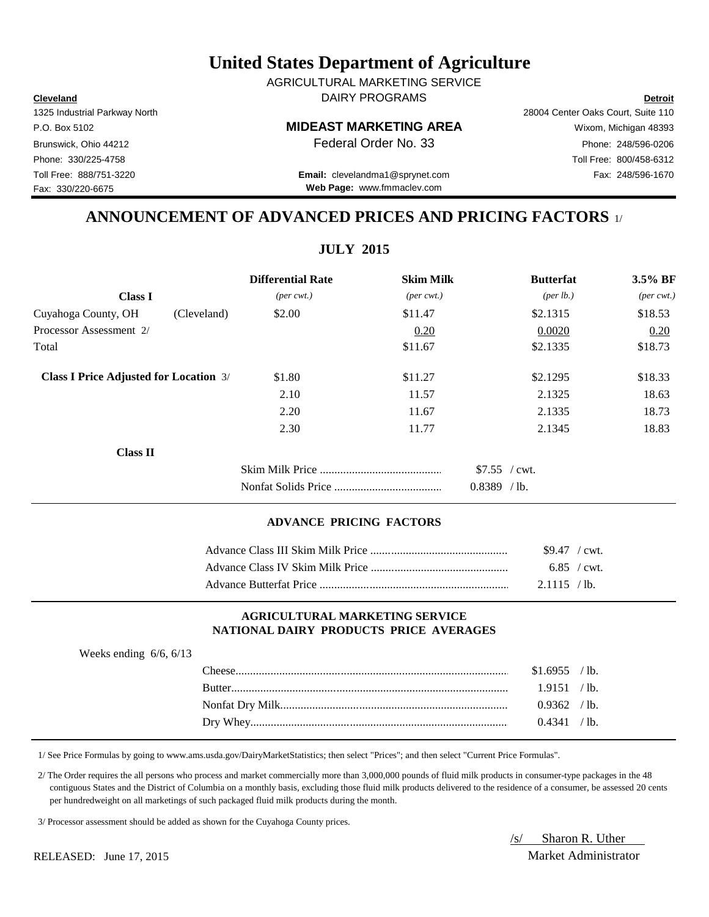# United States Department of Agriculture

AGRICULTURAL MARKETING SERVICE
DAIRY PROGRAMS

**Cleveland**
1325 Industrial Parkway North
P.O. Box 5102
Brunswick, Ohio 44212
Phone: 330/225-4758
Toll Free: 888/751-3220
Fax: 330/220-6675

**MIDEAST MARKETING AREA**
Federal Order No. 33

**Email:** clevelandma1@sprynet.com
**Web Page:** www.fmmaclev.com

**Detroit**
28004 Center Oaks Court, Suite 110
Wixom, Michigan 48393
Phone: 248/596-0206
Toll Free: 800/458-6312
Fax: 248/596-1670

## ANNOUNCEMENT OF ADVANCED PRICES AND PRICING FACTORS 1/

### JULY 2015

| Class I | | Differential Rate *(per cwt.)* | Skim Milk *(per cwt.)* | Butterfat *(per lb.)* | 3.5% BF *(per cwt.)* |
|---|---|---|---|---|---|
| Cuyahoga County, OH | (Cleveland) | $2.00 | $11.47 | $2.1315 | $18.53 |
| Processor Assessment 2/ | | | 0.20 | 0.0020 | 0.20 |
| Total | | | $11.67 | $2.1335 | $18.73 |
| **Class I Price Adjusted for Location** 3/ | | $1.80 | $11.27 | $2.1295 | $18.33 |
| | | 2.10 | 11.57 | 2.1325 | 18.63 |
| | | 2.20 | 11.67 | 2.1335 | 18.73 |
| | | 2.30 | 11.77 | 2.1345 | 18.83 |

**Class II**

| | |
|---|---|
| Skim Milk Price | $7.55 / cwt. |
| Nonfat Solids Price | 0.8389 / lb. |

#### ADVANCE PRICING FACTORS

| | |
|---|---|
| Advance Class III Skim Milk Price | $9.47 / cwt. |
| Advance Class IV Skim Milk Price | 6.85 / cwt. |
| Advance Butterfat Price | 2.1115 / lb. |

#### AGRICULTURAL MARKETING SERVICE
#### NATIONAL DAIRY PRODUCTS PRICE AVERAGES

Weeks ending 6/6, 6/13

| | |
|---|---|
| Cheese | $1.6955 / lb. |
| Butter | 1.9151 / lb. |
| Nonfat Dry Milk | 0.9362 / lb. |
| Dry Whey | 0.4341 / lb. |

1/ See Price Formulas by going to www.ams.usda.gov/DairyMarketStatistics; then select "Prices"; and then select "Current Price Formulas".

2/ The Order requires the all persons who process and market commercially more than 3,000,000 pounds of fluid milk products in consumer-type packages in the 48 contiguous States and the District of Columbia on a monthly basis, excluding those fluid milk products delivered to the residence of a consumer, be assessed 20 cents per hundredweight on all marketings of such packaged fluid milk products during the month.

3/ Processor assessment should be added as shown for the Cuyahoga County prices.

/s/ Sharon R. Uther
Market Administrator

RELEASED: June 17, 2015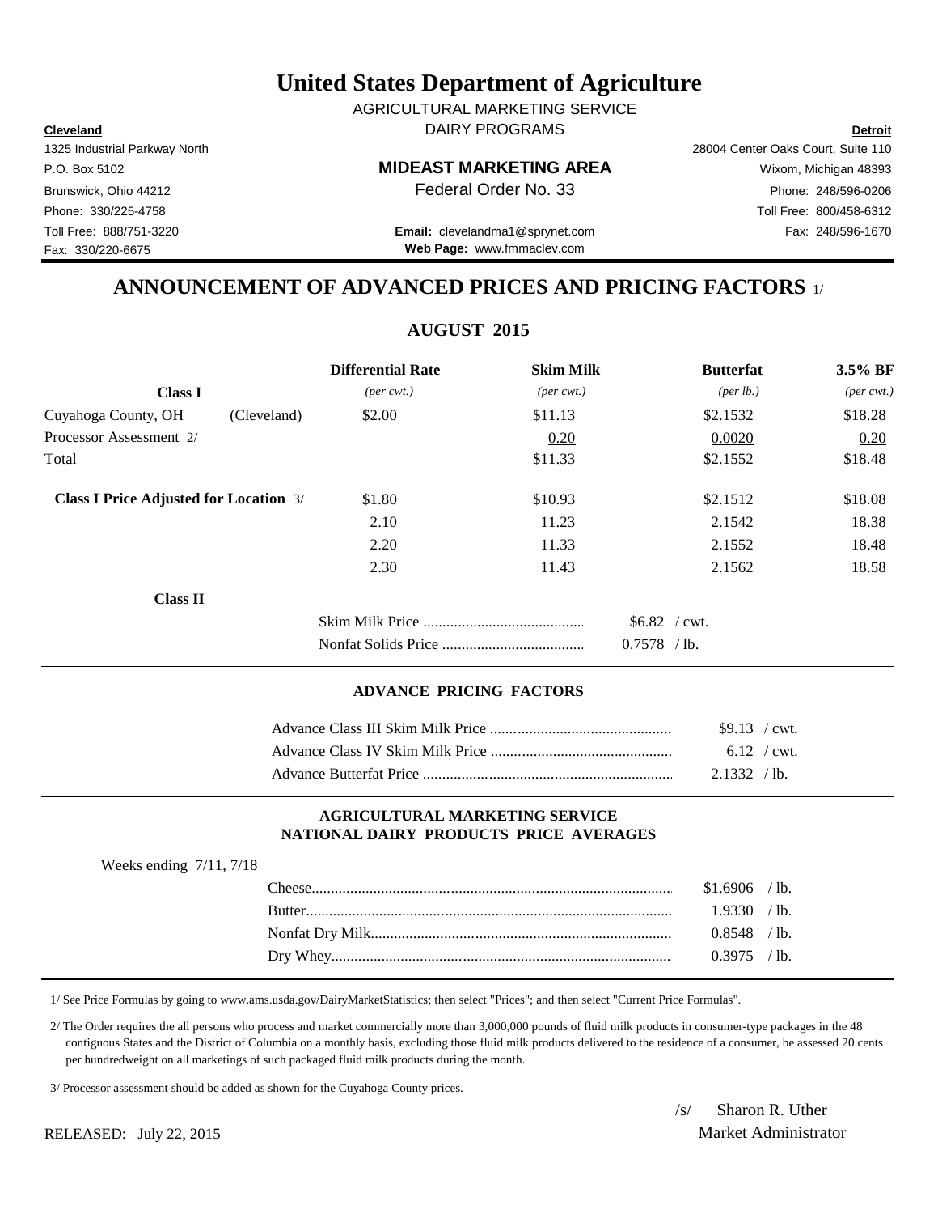# United States Department of Agriculture

AGRICULTURAL MARKETING SERVICE
DAIRY PROGRAMS

**Cleveland**
1325 Industrial Parkway North
P.O. Box 5102
Brunswick, Ohio 44212
Phone: 330/225-4758
Toll Free: 888/751-3220
Fax: 330/220-6675

**MIDEAST MARKETING AREA**
Federal Order No. 33

**Email:** clevelandma1@sprynet.com
**Web Page:** www.fmmaclev.com

**Detroit**
28004 Center Oaks Court, Suite 110
Wixom, Michigan 48393
Phone: 248/596-0206
Toll Free: 800/458-6312
Fax: 248/596-1670

## ANNOUNCEMENT OF ADVANCED PRICES AND PRICING FACTORS 1/

### AUGUST 2015

| Class I | | Differential Rate (per cwt.) | Skim Milk (per cwt.) | Butterfat (per lb.) | 3.5% BF (per cwt.) |
|---|---|---|---|---|---|
| Cuyahoga County, OH | (Cleveland) | $2.00 | $11.13 | $2.1532 | $18.28 |
| Processor Assessment 2/ | | | 0.20 | 0.0020 | 0.20 |
| Total | | | $11.33 | $2.1552 | $18.48 |
| **Class I Price Adjusted for Location** 3/ | | $1.80 | $10.93 | $2.1512 | $18.08 |
| | | 2.10 | 11.23 | 2.1542 | 18.38 |
| | | 2.20 | 11.33 | 2.1552 | 18.48 |
| | | 2.30 | 11.43 | 2.1562 | 18.58 |

**Class II**

| | |
|---|---|
| Skim Milk Price | $6.82 / cwt. |
| Nonfat Solids Price | 0.7578 / lb. |

#### ADVANCE PRICING FACTORS

| | |
|---|---|
| Advance Class III Skim Milk Price | $9.13 / cwt. |
| Advance Class IV Skim Milk Price | 6.12 / cwt. |
| Advance Butterfat Price | 2.1332 / lb. |

#### AGRICULTURAL MARKETING SERVICE NATIONAL DAIRY PRODUCTS PRICE AVERAGES

Weeks ending 7/11, 7/18

| | |
|---|---|
| Cheese | $1.6906 / lb. |
| Butter | 1.9330 / lb. |
| Nonfat Dry Milk | 0.8548 / lb. |
| Dry Whey | 0.3975 / lb. |

1/ See Price Formulas by going to www.ams.usda.gov/DairyMarketStatistics; then select "Prices"; and then select "Current Price Formulas".

2/ The Order requires the all persons who process and market commercially more than 3,000,000 pounds of fluid milk products in consumer-type packages in the 48 contiguous States and the District of Columbia on a monthly basis, excluding those fluid milk products delivered to the residence of a consumer, be assessed 20 cents per hundredweight on all marketings of such packaged fluid milk products during the month.

3/ Processor assessment should be added as shown for the Cuyahoga County prices.

RELEASED: July 22, 2015

/s/ Sharon R. Uther
Market Administrator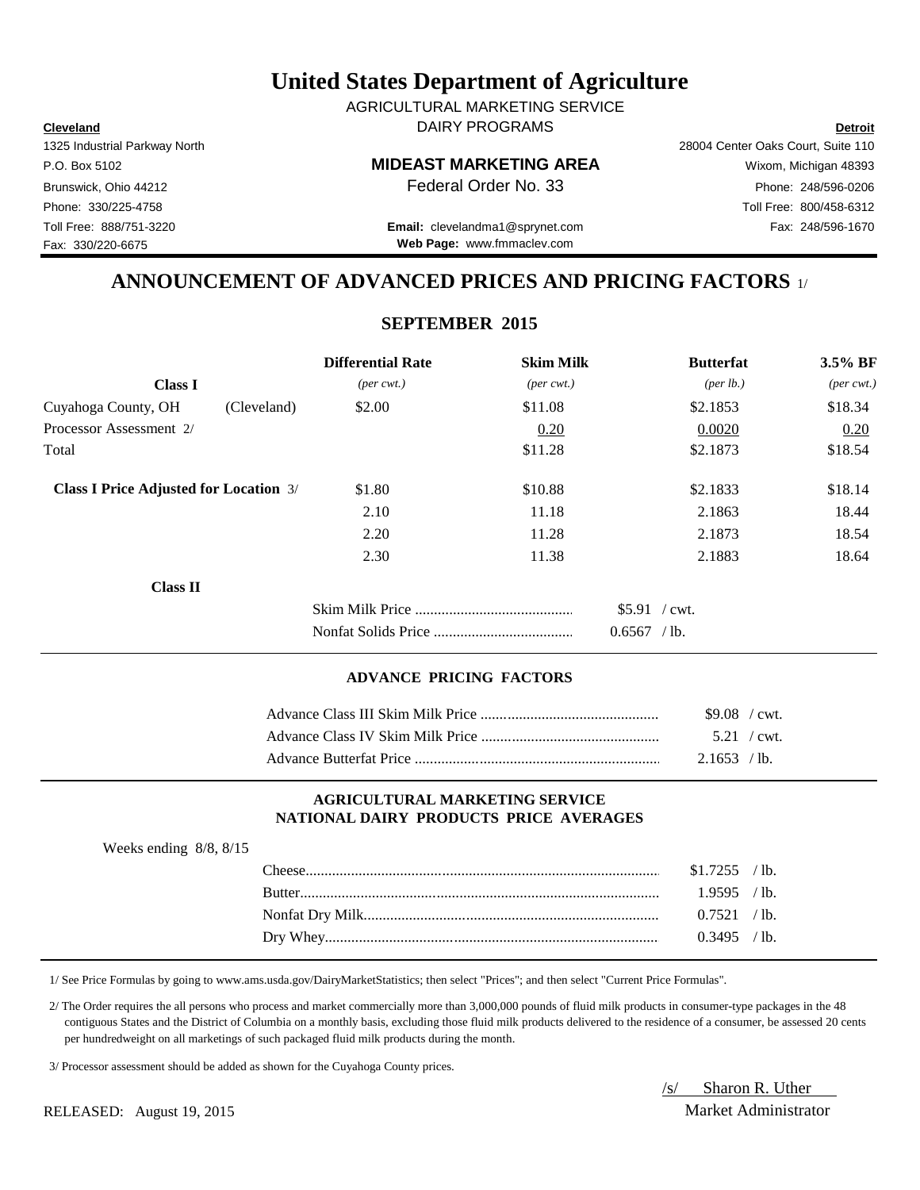# United States Department of Agriculture

AGRICULTURAL MARKETING SERVICE

DAIRY PROGRAMS

**Cleveland**
1325 Industrial Parkway North
P.O. Box 5102
Brunswick, Ohio 44212
Phone: 330/225-4758
Toll Free: 888/751-3220
Fax: 330/220-6675

**MIDEAST MARKETING AREA**
Federal Order No. 33

**Email:** clevelandma1@sprynet.com
**Web Page:** www.fmmaclev.com

**Detroit**
28004 Center Oaks Court, Suite 110
Wixom, Michigan 48393
Phone: 248/596-0206
Toll Free: 800/458-6312
Fax: 248/596-1670

## ANNOUNCEMENT OF ADVANCED PRICES AND PRICING FACTORS 1/

### SEPTEMBER 2015

| Class I | | Differential Rate *(per cwt.)* | Skim Milk *(per cwt.)* | Butterfat *(per lb.)* | 3.5% BF *(per cwt.)* |
|---|---|---|---|---|---|
| Cuyahoga County, OH | (Cleveland) | $2.00 | $11.08 | $2.1853 | $18.34 |
| Processor Assessment 2/ | | | 0.20 | 0.0020 | 0.20 |
| Total | | | $11.28 | $2.1873 | $18.54 |
| **Class I Price Adjusted for Location** 3/ | | $1.80 | $10.88 | $2.1833 | $18.14 |
| | | 2.10 | 11.18 | 2.1863 | 18.44 |
| | | 2.20 | 11.28 | 2.1873 | 18.54 |
| | | 2.30 | 11.38 | 2.1883 | 18.64 |

**Class II**

| | |
|---|---|
| Skim Milk Price | $5.91 / cwt. |
| Nonfat Solids Price | 0.6567 / lb. |

#### ADVANCE PRICING FACTORS

| | |
|---|---|
| Advance Class III Skim Milk Price | $9.08 / cwt. |
| Advance Class IV Skim Milk Price | 5.21 / cwt. |
| Advance Butterfat Price | 2.1653 / lb. |

#### AGRICULTURAL MARKETING SERVICE NATIONAL DAIRY PRODUCTS PRICE AVERAGES

Weeks ending 8/8, 8/15

| | |
|---|---|
| Cheese | $1.7255 / lb. |
| Butter | 1.9595 / lb. |
| Nonfat Dry Milk | 0.7521 / lb. |
| Dry Whey | 0.3495 / lb. |

1/ See Price Formulas by going to www.ams.usda.gov/DairyMarketStatistics; then select "Prices"; and then select "Current Price Formulas".

2/ The Order requires the all persons who process and market commercially more than 3,000,000 pounds of fluid milk products in consumer-type packages in the 48 contiguous States and the District of Columbia on a monthly basis, excluding those fluid milk products delivered to the residence of a consumer, be assessed 20 cents per hundredweight on all marketings of such packaged fluid milk products during the month.

3/ Processor assessment should be added as shown for the Cuyahoga County prices.

RELEASED: August 19, 2015

/s/ Sharon R. Uther
Market Administrator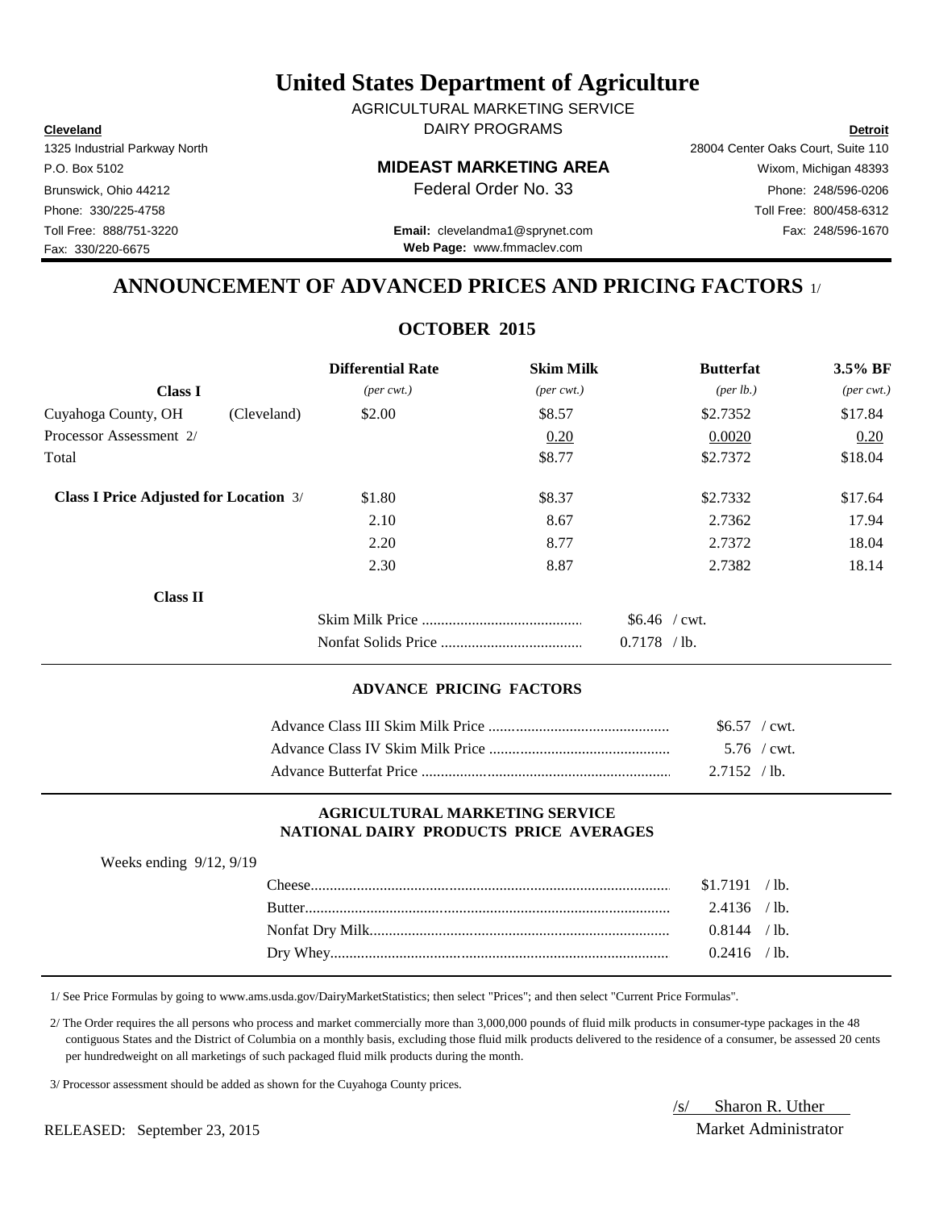# United States Department of Agriculture

AGRICULTURAL MARKETING SERVICE

DAIRY PROGRAMS

| **Cleveland** | | **Detroit** |
|---|---|---|
| 1325 Industrial Parkway North | | 28004 Center Oaks Court, Suite 110 |
| P.O. Box 5102 | **MIDEAST MARKETING AREA** | Wixom, Michigan 48393 |
| Brunswick, Ohio 44212 | Federal Order No. 33 | Phone: 248/596-0206 |
| Phone: 330/225-4758 | | Toll Free: 800/458-6312 |
| Toll Free: 888/751-3220 | **Email:** clevelandma1@sprynet.com | Fax: 248/596-1670 |
| Fax: 330/220-6675 | **Web Page:** www.fmmaclev.com | |

## ANNOUNCEMENT OF ADVANCED PRICES AND PRICING FACTORS 1/

### OCTOBER 2015

| **Class I** | | **Differential Rate** *(per cwt.)* | **Skim Milk** *(per cwt.)* | **Butterfat** *(per lb.)* | **3.5% BF** *(per cwt.)* |
|---|---|---|---|---|---|
| Cuyahoga County, OH | (Cleveland) | $2.00 | $8.57 | $2.7352 | $17.84 |
| Processor Assessment 2/ | | | 0.20 | 0.0020 | 0.20 |
| Total | | | $8.77 | $2.7372 | $18.04 |
| **Class I Price Adjusted for Location** 3/ | | $1.80 | $8.37 | $2.7332 | $17.64 |
| | | 2.10 | 8.67 | 2.7362 | 17.94 |
| | | 2.20 | 8.77 | 2.7372 | 18.04 |
| | | 2.30 | 8.87 | 2.7382 | 18.14 |

**Class II**

| | |
|---|---|
| Skim Milk Price | $6.46 / cwt. |
| Nonfat Solids Price | 0.7178 / lb. |

#### ADVANCE PRICING FACTORS

| | |
|---|---|
| Advance Class III Skim Milk Price | $6.57 / cwt. |
| Advance Class IV Skim Milk Price | 5.76 / cwt. |
| Advance Butterfat Price | 2.7152 / lb. |

#### AGRICULTURAL MARKETING SERVICE
#### NATIONAL DAIRY PRODUCTS PRICE AVERAGES

Weeks ending 9/12, 9/19

| | |
|---|---|
| Cheese | $1.7191 / lb. |
| Butter | 2.4136 / lb. |
| Nonfat Dry Milk | 0.8144 / lb. |
| Dry Whey | 0.2416 / lb. |

1/ See Price Formulas by going to www.ams.usda.gov/DairyMarketStatistics; then select "Prices"; and then select "Current Price Formulas".

2/ The Order requires the all persons who process and market commercially more than 3,000,000 pounds of fluid milk products in consumer-type packages in the 48 contiguous States and the District of Columbia on a monthly basis, excluding those fluid milk products delivered to the residence of a consumer, be assessed 20 cents per hundredweight on all marketings of such packaged fluid milk products during the month.

3/ Processor assessment should be added as shown for the Cuyahoga County prices.

/s/ Sharon R. Uther
Market Administrator

RELEASED: September 23, 2015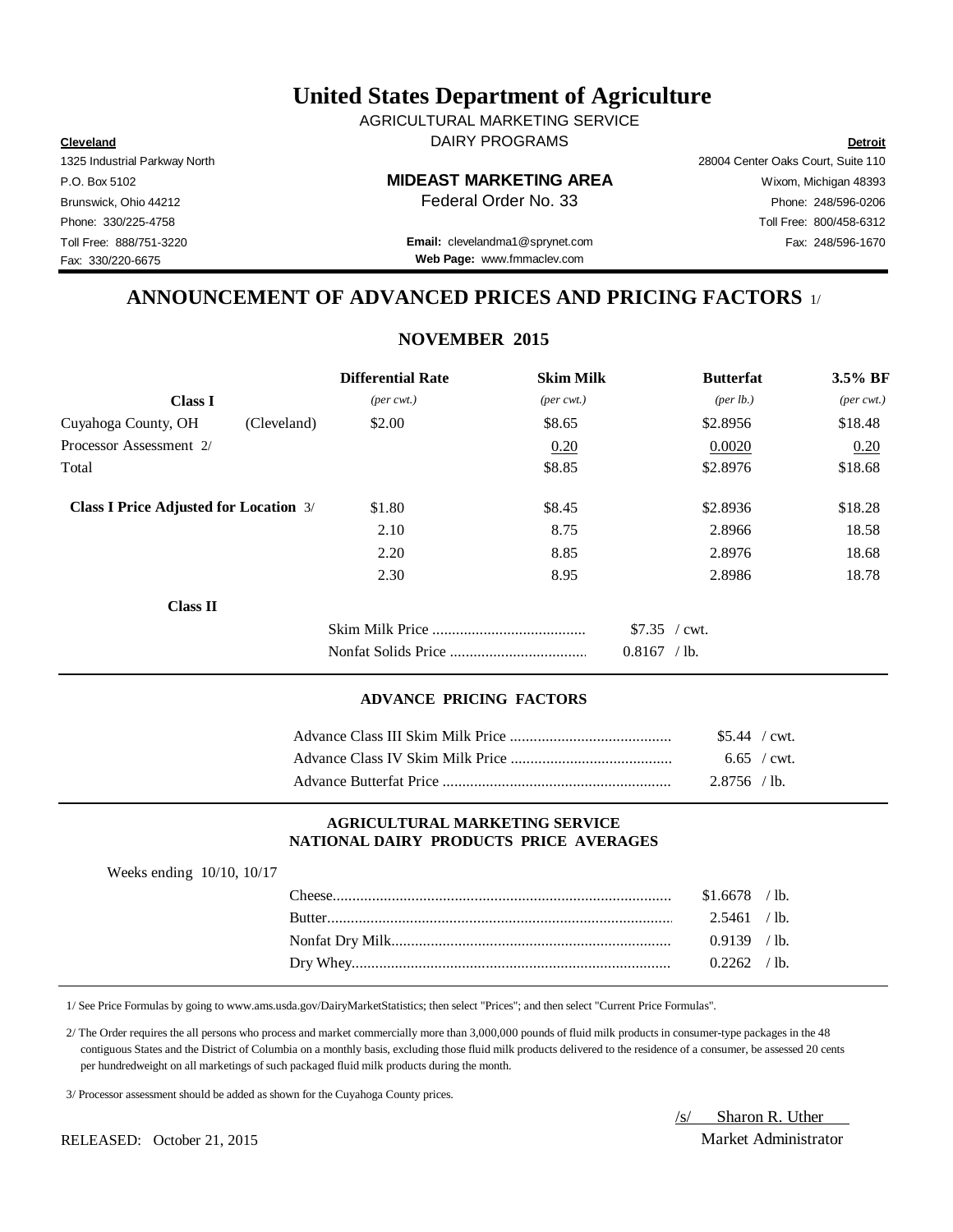# United States Department of Agriculture

AGRICULTURAL MARKETING SERVICE

DAIRY PROGRAMS

| **Cleveland** | | **Detroit** |
|---|---|---|
| 1325 Industrial Parkway North | | 28004 Center Oaks Court, Suite 110 |
| P.O. Box 5102 | **MIDEAST MARKETING AREA** | Wixom, Michigan 48393 |
| Brunswick, Ohio 44212 | Federal Order No. 33 | Phone: 248/596-0206 |
| Phone: 330/225-4758 | | Toll Free: 800/458-6312 |
| Toll Free: 888/751-3220 | **Email:** clevelandma1@sprynet.com | Fax: 248/596-1670 |
| Fax: 330/220-6675 | **Web Page:** www.fmmaclev.com | |

## ANNOUNCEMENT OF ADVANCED PRICES AND PRICING FACTORS 1/

### NOVEMBER 2015

| | | Differential Rate | Skim Milk | Butterfat | 3.5% BF |
|---|---|---|---|---|---|
| **Class I** | | *(per cwt.)* | *(per cwt.)* | *(per lb.)* | *(per cwt.)* |
| Cuyahoga County, OH | (Cleveland) | $2.00 | $8.65 | $2.8956 | $18.48 |
| Processor Assessment 2/ | | | 0.20 | 0.0020 | 0.20 |
| Total | | | $8.85 | $2.8976 | $18.68 |
| **Class I Price Adjusted for Location** 3/ | | $1.80 | $8.45 | $2.8936 | $18.28 |
| | | 2.10 | 8.75 | 2.8966 | 18.58 |
| | | 2.20 | 8.85 | 2.8976 | 18.68 |
| | | 2.30 | 8.95 | 2.8986 | 18.78 |

**Class II**

| | |
|---|---|
| Skim Milk Price | $7.35 / cwt. |
| Nonfat Solids Price | 0.8167 / lb. |

### ADVANCE PRICING FACTORS

| | |
|---|---|
| Advance Class III Skim Milk Price | $5.44 / cwt. |
| Advance Class IV Skim Milk Price | 6.65 / cwt. |
| Advance Butterfat Price | 2.8756 / lb. |

### AGRICULTURAL MARKETING SERVICE NATIONAL DAIRY PRODUCTS PRICE AVERAGES

Weeks ending 10/10, 10/17

| | |
|---|---|
| Cheese | $1.6678 / lb. |
| Butter | 2.5461 / lb. |
| Nonfat Dry Milk | 0.9139 / lb. |
| Dry Whey | 0.2262 / lb. |

1/ See Price Formulas by going to www.ams.usda.gov/DairyMarketStatistics; then select "Prices"; and then select "Current Price Formulas".

2/ The Order requires the all persons who process and market commercially more than 3,000,000 pounds of fluid milk products in consumer-type packages in the 48 contiguous States and the District of Columbia on a monthly basis, excluding those fluid milk products delivered to the residence of a consumer, be assessed 20 cents per hundredweight on all marketings of such packaged fluid milk products during the month.

3/ Processor assessment should be added as shown for the Cuyahoga County prices.

/s/ Sharon R. Uther
Market Administrator

RELEASED: October 21, 2015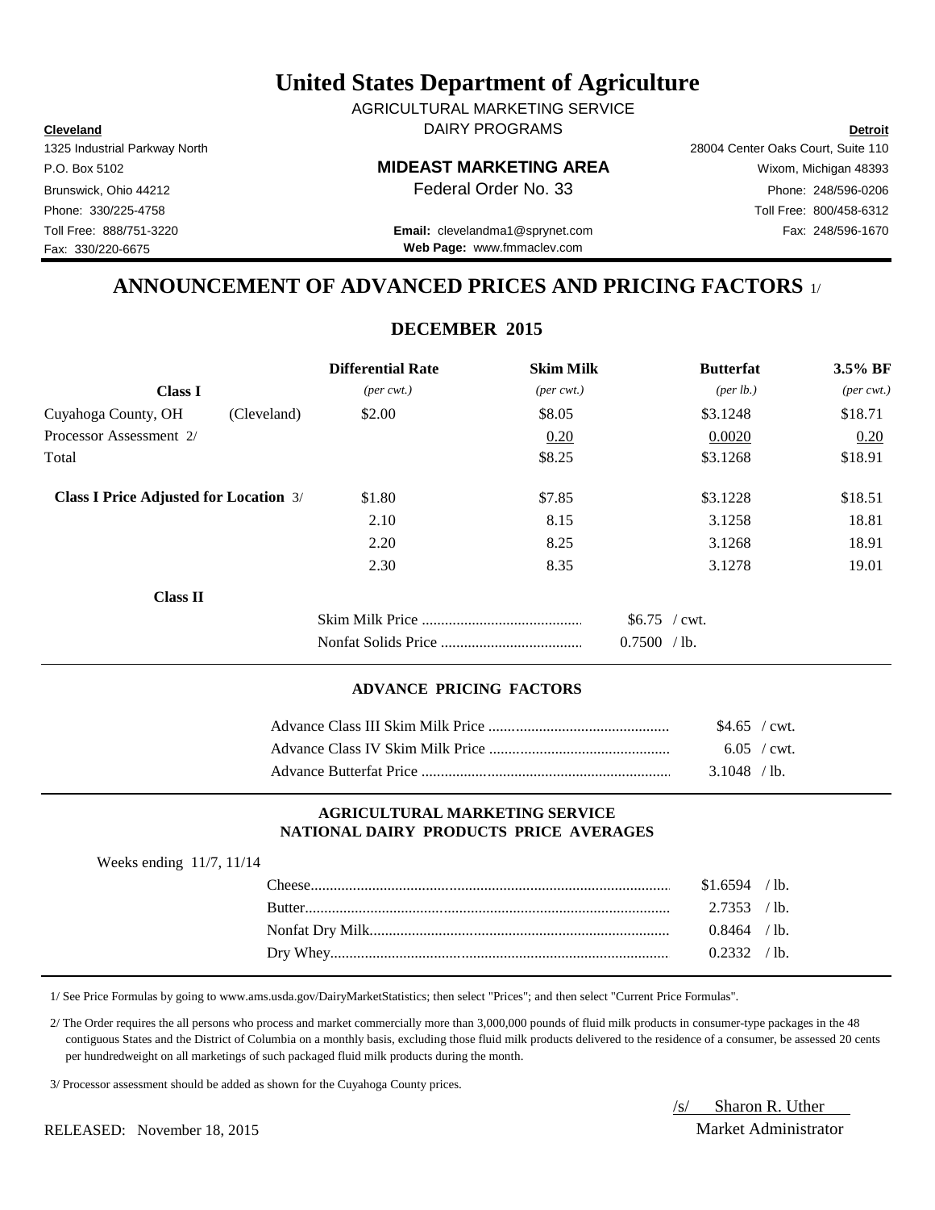# United States Department of Agriculture

AGRICULTURAL MARKETING SERVICE

DAIRY PROGRAMS

**Cleveland**
1325 Industrial Parkway North
P.O. Box 5102
Brunswick, Ohio 44212
Phone: 330/225-4758
Toll Free: 888/751-3220
Fax: 330/220-6675

**MIDEAST MARKETING AREA**
Federal Order No. 33

**Email:** clevelandma1@sprynet.com
**Web Page:** www.fmmaclev.com

**Detroit**
28004 Center Oaks Court, Suite 110
Wixom, Michigan 48393
Phone: 248/596-0206
Toll Free: 800/458-6312
Fax: 248/596-1670

## ANNOUNCEMENT OF ADVANCED PRICES AND PRICING FACTORS 1/

### DECEMBER 2015

| | | Differential Rate | Skim Milk | Butterfat | 3.5% BF |
|---|---|---|---|---|---|
| **Class I** | | *(per cwt.)* | *(per cwt.)* | *(per lb.)* | *(per cwt.)* |
| Cuyahoga County, OH | (Cleveland) | $2.00 | $8.05 | $3.1248 | $18.71 |
| Processor Assessment 2/ | | | 0.20 | 0.0020 | 0.20 |
| Total | | | $8.25 | $3.1268 | $18.91 |
| **Class I Price Adjusted for Location** 3/ | | $1.80 | $7.85 | $3.1228 | $18.51 |
| | | 2.10 | 8.15 | 3.1258 | 18.81 |
| | | 2.20 | 8.25 | 3.1268 | 18.91 |
| | | 2.30 | 8.35 | 3.1278 | 19.01 |

**Class II**

| | | |
|---|---|---|
| Skim Milk Price | $6.75 | / cwt. |
| Nonfat Solids Price | 0.7500 | / lb. |

#### ADVANCE PRICING FACTORS

| | | |
|---|---|---|
| Advance Class III Skim Milk Price | $4.65 | / cwt. |
| Advance Class IV Skim Milk Price | 6.05 | / cwt. |
| Advance Butterfat Price | 3.1048 | / lb. |

#### AGRICULTURAL MARKETING SERVICE NATIONAL DAIRY PRODUCTS PRICE AVERAGES

Weeks ending 11/7, 11/14

| | | |
|---|---|---|
| Cheese | $1.6594 | / lb. |
| Butter | 2.7353 | / lb. |
| Nonfat Dry Milk | 0.8464 | / lb. |
| Dry Whey | 0.2332 | / lb. |

1/ See Price Formulas by going to www.ams.usda.gov/DairyMarketStatistics; then select "Prices"; and then select "Current Price Formulas".

2/ The Order requires the all persons who process and market commercially more than 3,000,000 pounds of fluid milk products in consumer-type packages in the 48 contiguous States and the District of Columbia on a monthly basis, excluding those fluid milk products delivered to the residence of a consumer, be assessed 20 cents per hundredweight on all marketings of such packaged fluid milk products during the month.

3/ Processor assessment should be added as shown for the Cuyahoga County prices.

RELEASED: November 18, 2015

/s/ Sharon R. Uther
Market Administrator